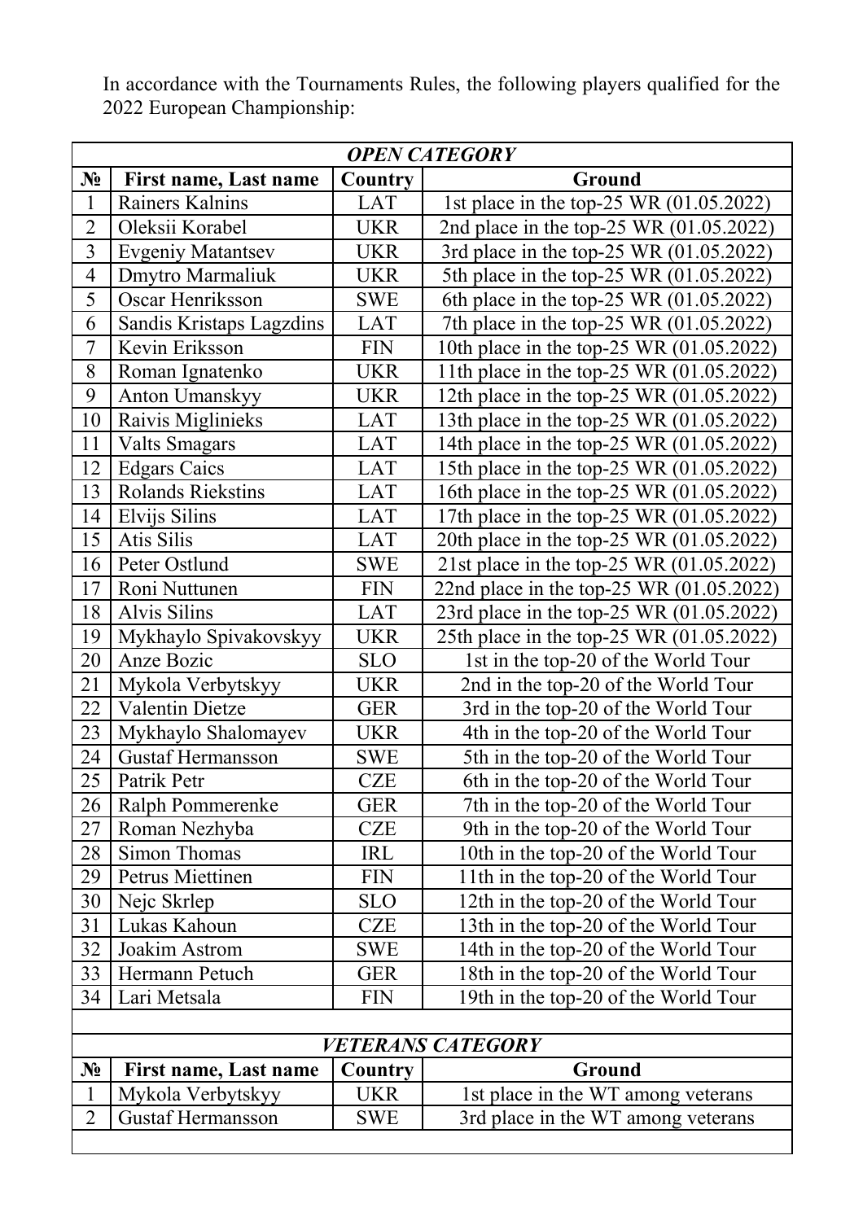In accordance with the Tournaments Rules, the following players qualified for the 2022 European Championship:

| *OPEN CATEGORY* | | | |
|---|---|---|---|
| **№** | **First name, Last name** | **Country** | **Ground** |
| 1 | Rainers Kalnins | LAT | 1st place in the top-25 WR (01.05.2022) |
| 2 | Oleksii Korabel | UKR | 2nd place in the top-25 WR (01.05.2022) |
| 3 | Evgeniy Matantsev | UKR | 3rd place in the top-25 WR (01.05.2022) |
| 4 | Dmytro Marmaliuk | UKR | 5th place in the top-25 WR (01.05.2022) |
| 5 | Oscar Henriksson | SWE | 6th place in the top-25 WR (01.05.2022) |
| 6 | Sandis Kristaps Lagzdins | LAT | 7th place in the top-25 WR (01.05.2022) |
| 7 | Kevin Eriksson | FIN | 10th place in the top-25 WR (01.05.2022) |
| 8 | Roman Ignatenko | UKR | 11th place in the top-25 WR (01.05.2022) |
| 9 | Anton Umanskyy | UKR | 12th place in the top-25 WR (01.05.2022) |
| 10 | Raivis Miglinieks | LAT | 13th place in the top-25 WR (01.05.2022) |
| 11 | Valts Smagars | LAT | 14th place in the top-25 WR (01.05.2022) |
| 12 | Edgars Caics | LAT | 15th place in the top-25 WR (01.05.2022) |
| 13 | Rolands Riekstins | LAT | 16th place in the top-25 WR (01.05.2022) |
| 14 | Elvijs Silins | LAT | 17th place in the top-25 WR (01.05.2022) |
| 15 | Atis Silis | LAT | 20th place in the top-25 WR (01.05.2022) |
| 16 | Peter Ostlund | SWE | 21st place in the top-25 WR (01.05.2022) |
| 17 | Roni Nuttunen | FIN | 22nd place in the top-25 WR (01.05.2022) |
| 18 | Alvis Silins | LAT | 23rd place in the top-25 WR (01.05.2022) |
| 19 | Mykhaylo Spivakovskyy | UKR | 25th place in the top-25 WR (01.05.2022) |
| 20 | Anze Bozic | SLO | 1st in the top-20 of the World Tour |
| 21 | Mykola Verbytskyy | UKR | 2nd in the top-20 of the World Tour |
| 22 | Valentin Dietze | GER | 3rd in the top-20 of the World Tour |
| 23 | Mykhaylo Shalomayev | UKR | 4th in the top-20 of the World Tour |
| 24 | Gustaf Hermansson | SWE | 5th in the top-20 of the World Tour |
| 25 | Patrik Petr | CZE | 6th in the top-20 of the World Tour |
| 26 | Ralph Pommerenke | GER | 7th in the top-20 of the World Tour |
| 27 | Roman Nezhyba | CZE | 9th in the top-20 of the World Tour |
| 28 | Simon Thomas | IRL | 10th in the top-20 of the World Tour |
| 29 | Petrus Miettinen | FIN | 11th in the top-20 of the World Tour |
| 30 | Nejc Skrlep | SLO | 12th in the top-20 of the World Tour |
| 31 | Lukas Kahoun | CZE | 13th in the top-20 of the World Tour |
| 32 | Joakim Astrom | SWE | 14th in the top-20 of the World Tour |
| 33 | Hermann Petuch | GER | 18th in the top-20 of the World Tour |
| 34 | Lari Metsala | FIN | 19th in the top-20 of the World Tour |

| *VETERANS CATEGORY* | | | |
|---|---|---|---|
| **№** | **First name, Last name** | **Country** | **Ground** |
| 1 | Mykola Verbytskyy | UKR | 1st place in the WT among veterans |
| 2 | Gustaf Hermansson | SWE | 3rd place in the WT among veterans |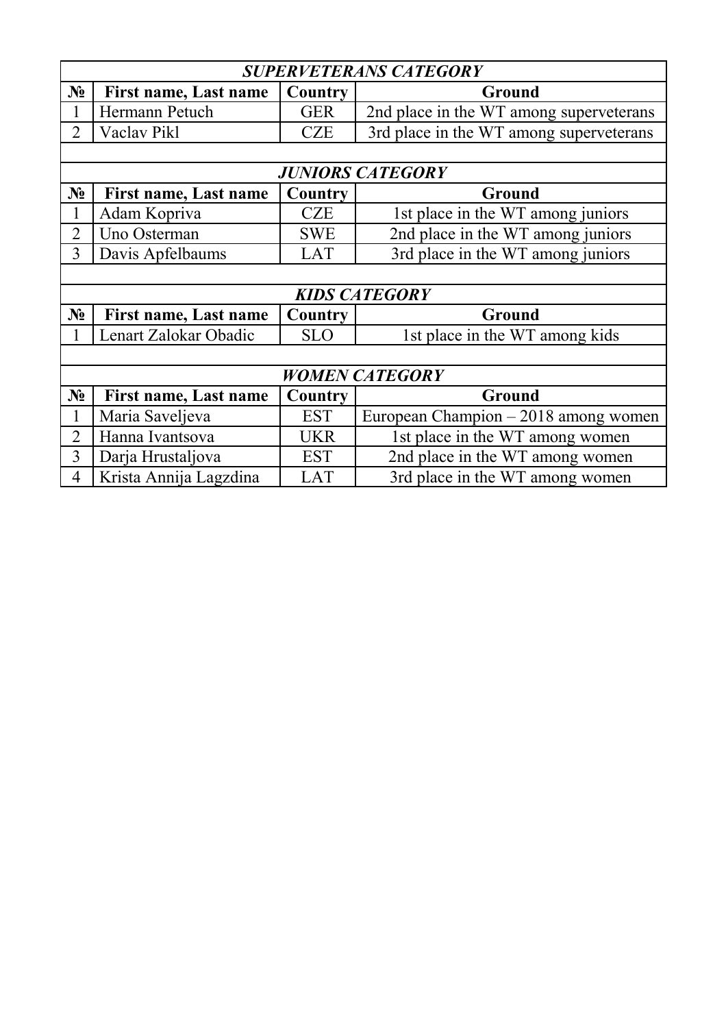| ***SUPERVETERANS CATEGORY*** | | | |
|---|---|---|---|
| **№** | **First name, Last name** | **Country** | **Ground** |
| 1 | Hermann Petuch | GER | 2nd place in the WT among superveterans |
| 2 | Vaclav Pikl | CZE | 3rd place in the WT among superveterans |

| ***JUNIORS CATEGORY*** | | | |
|---|---|---|---|
| **№** | **First name, Last name** | **Country** | **Ground** |
| 1 | Adam Kopriva | CZE | 1st place in the WT among juniors |
| 2 | Uno Osterman | SWE | 2nd place in the WT among juniors |
| 3 | Davis Apfelbaums | LAT | 3rd place in the WT among juniors |

| ***KIDS CATEGORY*** | | | |
|---|---|---|---|
| **№** | **First name, Last name** | **Country** | **Ground** |
| 1 | Lenart Zalokar Obadic | SLO | 1st place in the WT among kids |

| ***WOMEN CATEGORY*** | | | |
|---|---|---|---|
| **№** | **First name, Last name** | **Country** | **Ground** |
| 1 | Maria Saveljeva | EST | European Champion – 2018 among women |
| 2 | Hanna Ivantsova | UKR | 1st place in the WT among women |
| 3 | Darja Hrustaljova | EST | 2nd place in the WT among women |
| 4 | Krista Annija Lagzdina | LAT | 3rd place in the WT among women |